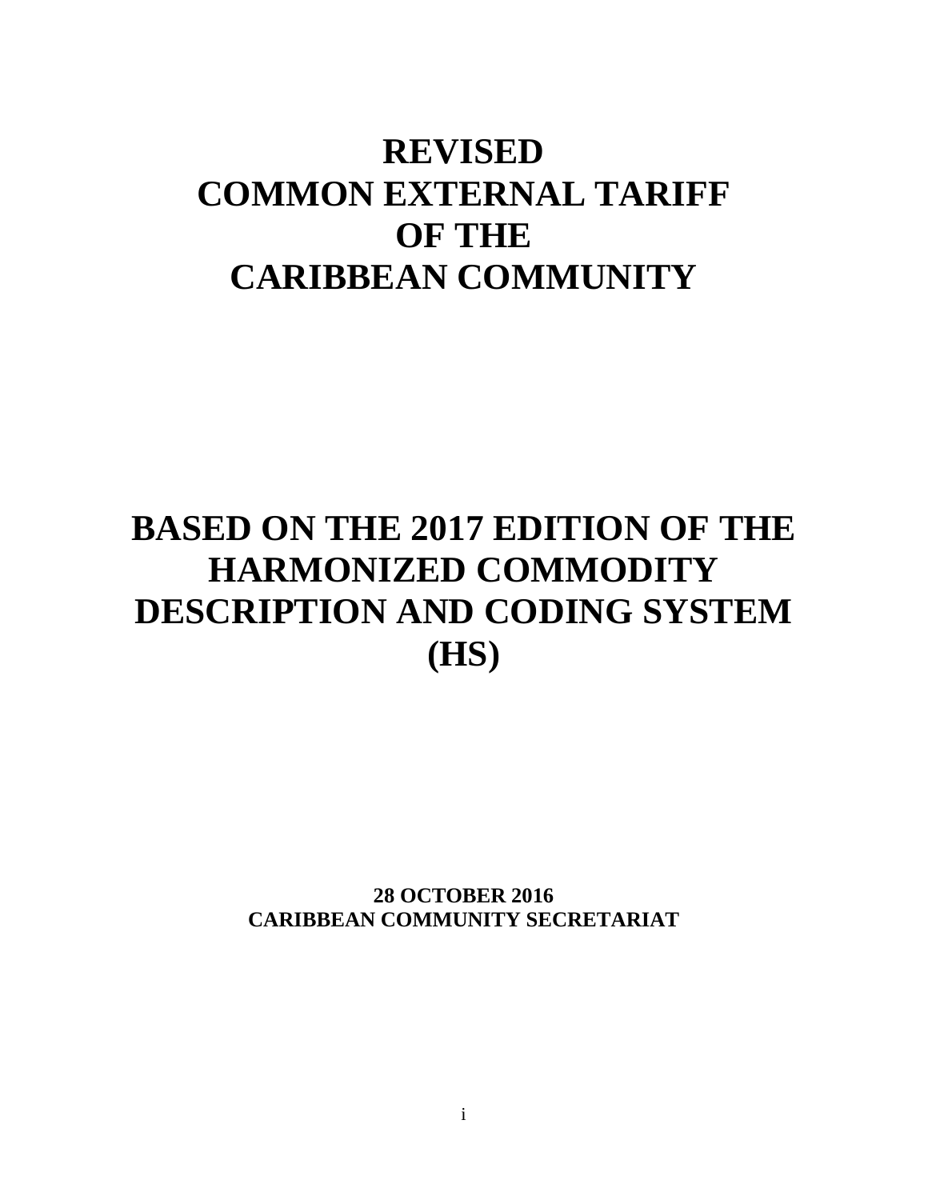# REVISED COMMON EXTERNAL TARIFF OF THE CARIBBEAN COMMUNITY

# BASED ON THE 2017 EDITION OF THE HARMONIZED COMMODITY DESCRIPTION AND CODING SYSTEM (HS)

**28 OCTOBER 2016**
**CARIBBEAN COMMUNITY SECRETARIAT**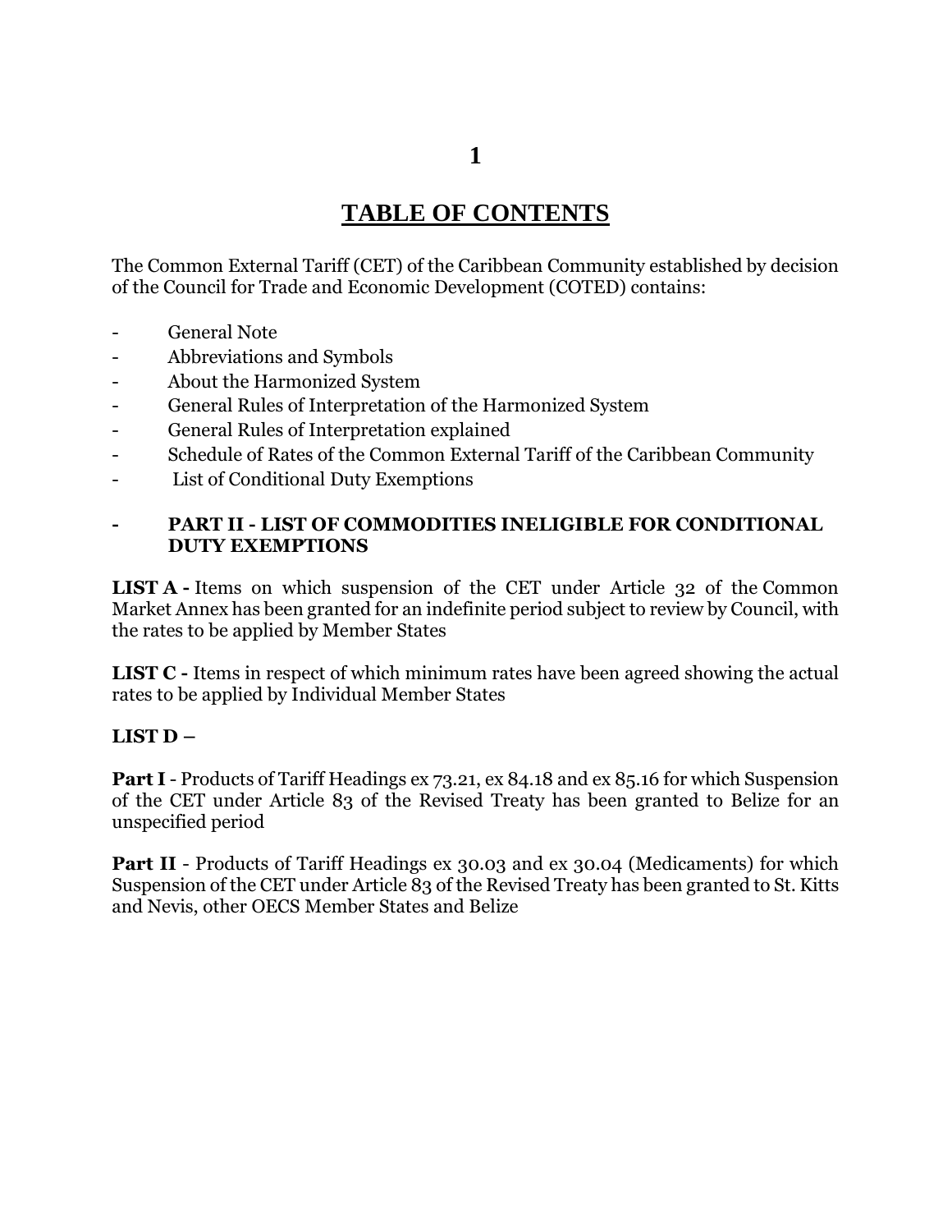# TABLE OF CONTENTS

The Common External Tariff (CET) of the Caribbean Community established by decision of the Council for Trade and Economic Development (COTED) contains:

- General Note
- Abbreviations and Symbols
- About the Harmonized System
- General Rules of Interpretation of the Harmonized System
- General Rules of Interpretation explained
- Schedule of Rates of the Common External Tariff of the Caribbean Community
- List of Conditional Duty Exemptions

- **PART II - LIST OF COMMODITIES INELIGIBLE FOR CONDITIONAL DUTY EXEMPTIONS**

**LIST A -** Items on which suspension of the CET under Article 32 of the Common Market Annex has been granted for an indefinite period subject to review by Council, with the rates to be applied by Member States

**LIST C -** Items in respect of which minimum rates have been agreed showing the actual rates to be applied by Individual Member States

**LIST D –**

**Part I** - Products of Tariff Headings ex 73.21, ex 84.18 and ex 85.16 for which Suspension of the CET under Article 83 of the Revised Treaty has been granted to Belize for an unspecified period

**Part II** - Products of Tariff Headings ex 30.03 and ex 30.04 (Medicaments) for which Suspension of the CET under Article 83 of the Revised Treaty has been granted to St. Kitts and Nevis, other OECS Member States and Belize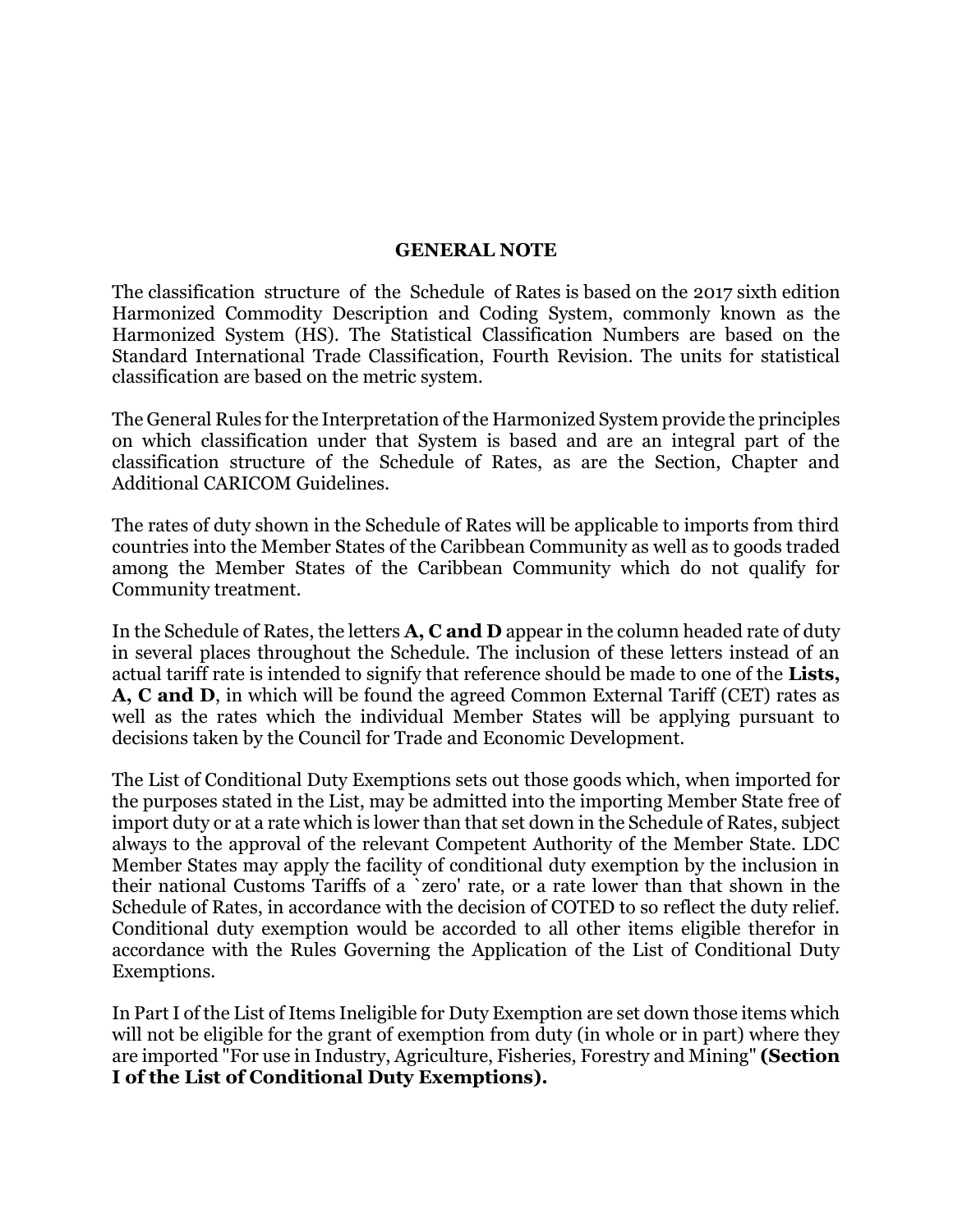## GENERAL NOTE

The classification structure of the Schedule of Rates is based on the 2017 sixth edition Harmonized Commodity Description and Coding System, commonly known as the Harmonized System (HS). The Statistical Classification Numbers are based on the Standard International Trade Classification, Fourth Revision. The units for statistical classification are based on the metric system.

The General Rules for the Interpretation of the Harmonized System provide the principles on which classification under that System is based and are an integral part of the classification structure of the Schedule of Rates, as are the Section, Chapter and Additional CARICOM Guidelines.

The rates of duty shown in the Schedule of Rates will be applicable to imports from third countries into the Member States of the Caribbean Community as well as to goods traded among the Member States of the Caribbean Community which do not qualify for Community treatment.

In the Schedule of Rates, the letters **A, C and D** appear in the column headed rate of duty in several places throughout the Schedule. The inclusion of these letters instead of an actual tariff rate is intended to signify that reference should be made to one of the **Lists, A, C and D**, in which will be found the agreed Common External Tariff (CET) rates as well as the rates which the individual Member States will be applying pursuant to decisions taken by the Council for Trade and Economic Development.

The List of Conditional Duty Exemptions sets out those goods which, when imported for the purposes stated in the List, may be admitted into the importing Member State free of import duty or at a rate which is lower than that set down in the Schedule of Rates, subject always to the approval of the relevant Competent Authority of the Member State. LDC Member States may apply the facility of conditional duty exemption by the inclusion in their national Customs Tariffs of a `zero' rate, or a rate lower than that shown in the Schedule of Rates, in accordance with the decision of COTED to so reflect the duty relief. Conditional duty exemption would be accorded to all other items eligible therefor in accordance with the Rules Governing the Application of the List of Conditional Duty Exemptions.

In Part I of the List of Items Ineligible for Duty Exemption are set down those items which will not be eligible for the grant of exemption from duty (in whole or in part) where they are imported "For use in Industry, Agriculture, Fisheries, Forestry and Mining" **(Section I of the List of Conditional Duty Exemptions).**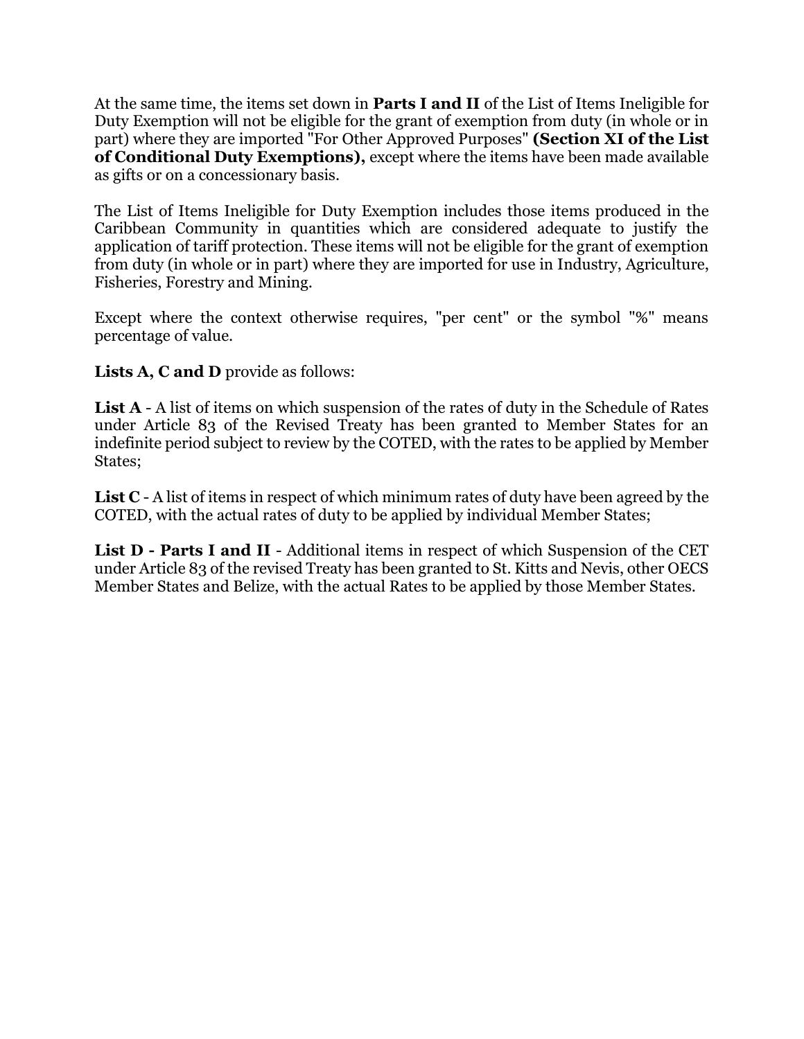At the same time, the items set down in **Parts I and II** of the List of Items Ineligible for Duty Exemption will not be eligible for the grant of exemption from duty (in whole or in part) where they are imported "For Other Approved Purposes" **(Section XI of the List of Conditional Duty Exemptions),** except where the items have been made available as gifts or on a concessionary basis.

The List of Items Ineligible for Duty Exemption includes those items produced in the Caribbean Community in quantities which are considered adequate to justify the application of tariff protection. These items will not be eligible for the grant of exemption from duty (in whole or in part) where they are imported for use in Industry, Agriculture, Fisheries, Forestry and Mining.

Except where the context otherwise requires, "per cent" or the symbol "%" means percentage of value.

**Lists A, C and D** provide as follows:

**List A** - A list of items on which suspension of the rates of duty in the Schedule of Rates under Article 83 of the Revised Treaty has been granted to Member States for an indefinite period subject to review by the COTED, with the rates to be applied by Member States;

**List C** - A list of items in respect of which minimum rates of duty have been agreed by the COTED, with the actual rates of duty to be applied by individual Member States;

**List D - Parts I and II** - Additional items in respect of which Suspension of the CET under Article 83 of the revised Treaty has been granted to St. Kitts and Nevis, other OECS Member States and Belize, with the actual Rates to be applied by those Member States.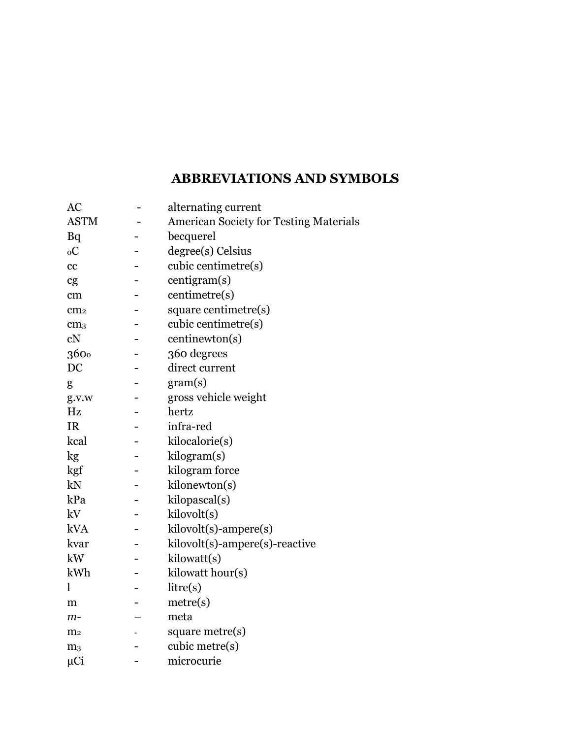# ABBREVIATIONS AND SYMBOLS

| | | |
|---|---|---|
| AC | - | alternating current |
| ASTM | - | American Society for Testing Materials |
| Bq | - | becquerel |
| $^{o}C$ | - | degree(s) Celsius |
| cc | - | cubic centimetre(s) |
| cg | - | centigram(s) |
| cm | - | centimetre(s) |
| $cm^2$ | - | square centimetre(s) |
| $cm^3$ | - | cubic centimetre(s) |
| cN | - | centinewton(s) |
| $360^{o}$ | - | 360 degrees |
| DC | - | direct current |
| g | - | gram(s) |
| g.v.w | - | gross vehicle weight |
| Hz | - | hertz |
| IR | - | infra-red |
| kcal | - | kilocalorie(s) |
| kg | - | kilogram(s) |
| kgf | - | kilogram force |
| kN | - | kilonewton(s) |
| kPa | - | kilopascal(s) |
| kV | - | kilovolt(s) |
| kVA | - | kilovolt(s)-ampere(s) |
| kvar | - | kilovolt(s)-ampere(s)-reactive |
| kW | - | kilowatt(s) |
| kWh | - | kilowatt hour(s) |
| l | - | litre(s) |
| m | - | metre(s) |
| *m*- | – | meta |
| $m^2$ | - | square metre(s) |
| $m^3$ | - | cubic metre(s) |
| µCi | - | microcurie |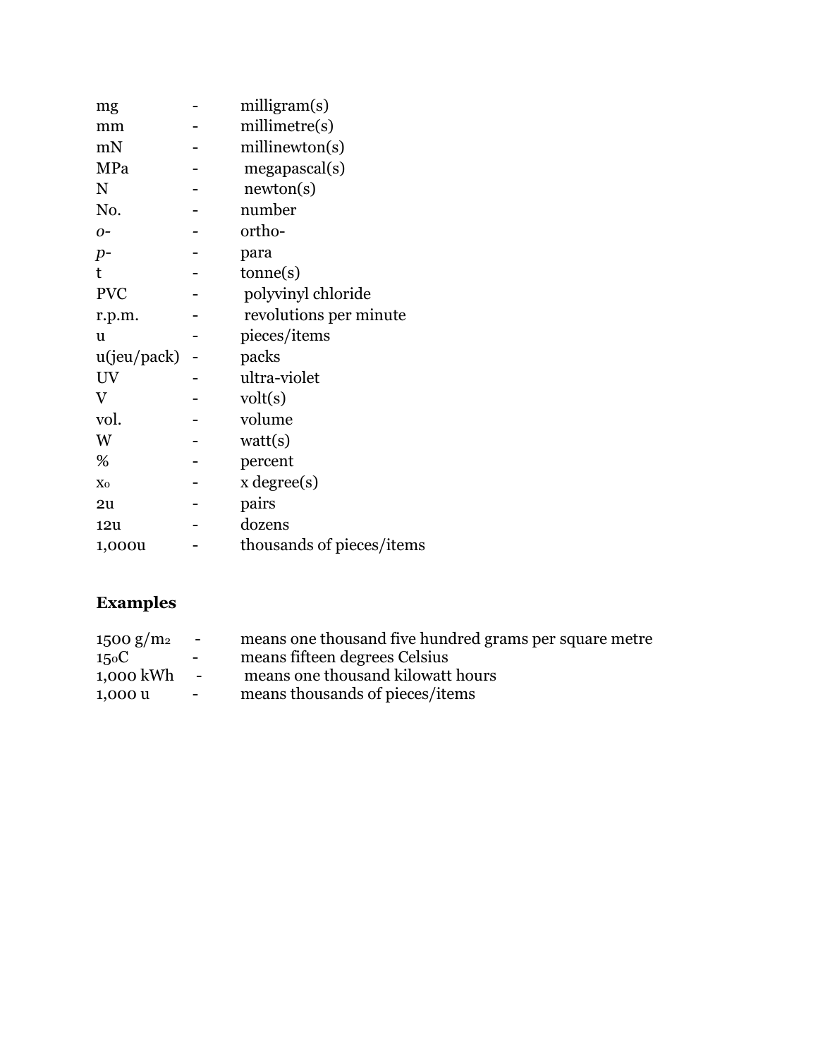| | | |
|---|---|---|
| mg | - | milligram(s) |
| mm | - | millimetre(s) |
| mN | - | millinewton(s) |
| MPa | - | megapascal(s) |
| N | - | newton(s) |
| No. | - | number |
| *o*- | - | ortho- |
| *p*- | - | para |
| t | - | tonne(s) |
| PVC | - | polyvinyl chloride |
| r.p.m. | - | revolutions per minute |
| u | - | pieces/items |
| u(jeu/pack) | - | packs |
| UV | - | ultra-violet |
| V | - | volt(s) |
| vol. | - | volume |
| W | - | watt(s) |
| % | - | percent |
| $x^o$ | - | x degree(s) |
| 2u | - | pairs |
| 12u | - | dozens |
| 1,000u | - | thousands of pieces/items |

**Examples**

| | | |
|---|---|---|
| 1500 $g/m^2$ | - | means one thousand five hundred grams per square metre |
| $15^oC$ | - | means fifteen degrees Celsius |
| 1,000 kWh | - | means one thousand kilowatt hours |
| 1,000 u | - | means thousands of pieces/items |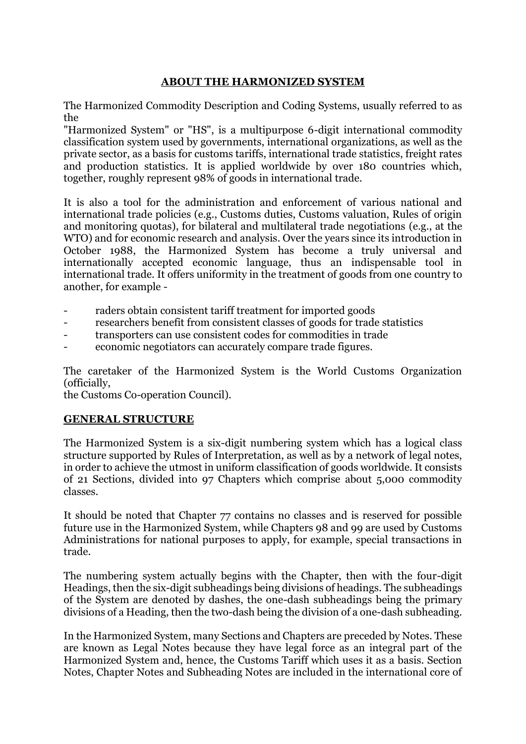## ABOUT THE HARMONIZED SYSTEM

The Harmonized Commodity Description and Coding Systems, usually referred to as the
"Harmonized System" or "HS", is a multipurpose 6-digit international commodity classification system used by governments, international organizations, as well as the private sector, as a basis for customs tariffs, international trade statistics, freight rates and production statistics. It is applied worldwide by over 180 countries which, together, roughly represent 98% of goods in international trade.

It is also a tool for the administration and enforcement of various national and international trade policies (e.g., Customs duties, Customs valuation, Rules of origin and monitoring quotas), for bilateral and multilateral trade negotiations (e.g., at the WTO) and for economic research and analysis. Over the years since its introduction in October 1988, the Harmonized System has become a truly universal and internationally accepted economic language, thus an indispensable tool in international trade. It offers uniformity in the treatment of goods from one country to another, for example -

- raders obtain consistent tariff treatment for imported goods
- researchers benefit from consistent classes of goods for trade statistics
- transporters can use consistent codes for commodities in trade
- economic negotiators can accurately compare trade figures.

The caretaker of the Harmonized System is the World Customs Organization (officially,
the Customs Co-operation Council).

## GENERAL STRUCTURE

The Harmonized System is a six-digit numbering system which has a logical class structure supported by Rules of Interpretation, as well as by a network of legal notes, in order to achieve the utmost in uniform classification of goods worldwide. It consists of 21 Sections, divided into 97 Chapters which comprise about 5,000 commodity classes.

It should be noted that Chapter 77 contains no classes and is reserved for possible future use in the Harmonized System, while Chapters 98 and 99 are used by Customs Administrations for national purposes to apply, for example, special transactions in trade.

The numbering system actually begins with the Chapter, then with the four-digit Headings, then the six-digit subheadings being divisions of headings. The subheadings of the System are denoted by dashes, the one-dash subheadings being the primary divisions of a Heading, then the two-dash being the division of a one-dash subheading.

In the Harmonized System, many Sections and Chapters are preceded by Notes. These are known as Legal Notes because they have legal force as an integral part of the Harmonized System and, hence, the Customs Tariff which uses it as a basis. Section Notes, Chapter Notes and Subheading Notes are included in the international core of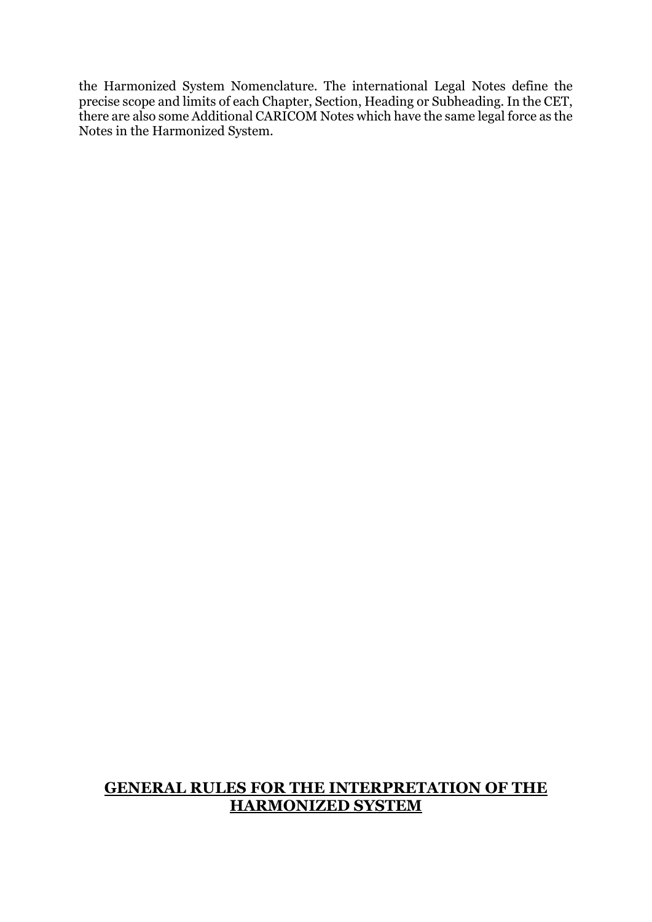the Harmonized System Nomenclature. The international Legal Notes define the precise scope and limits of each Chapter, Section, Heading or Subheading. In the CET, there are also some Additional CARICOM Notes which have the same legal force as the Notes in the Harmonized System.

## GENERAL RULES FOR THE INTERPRETATION OF THE HARMONIZED SYSTEM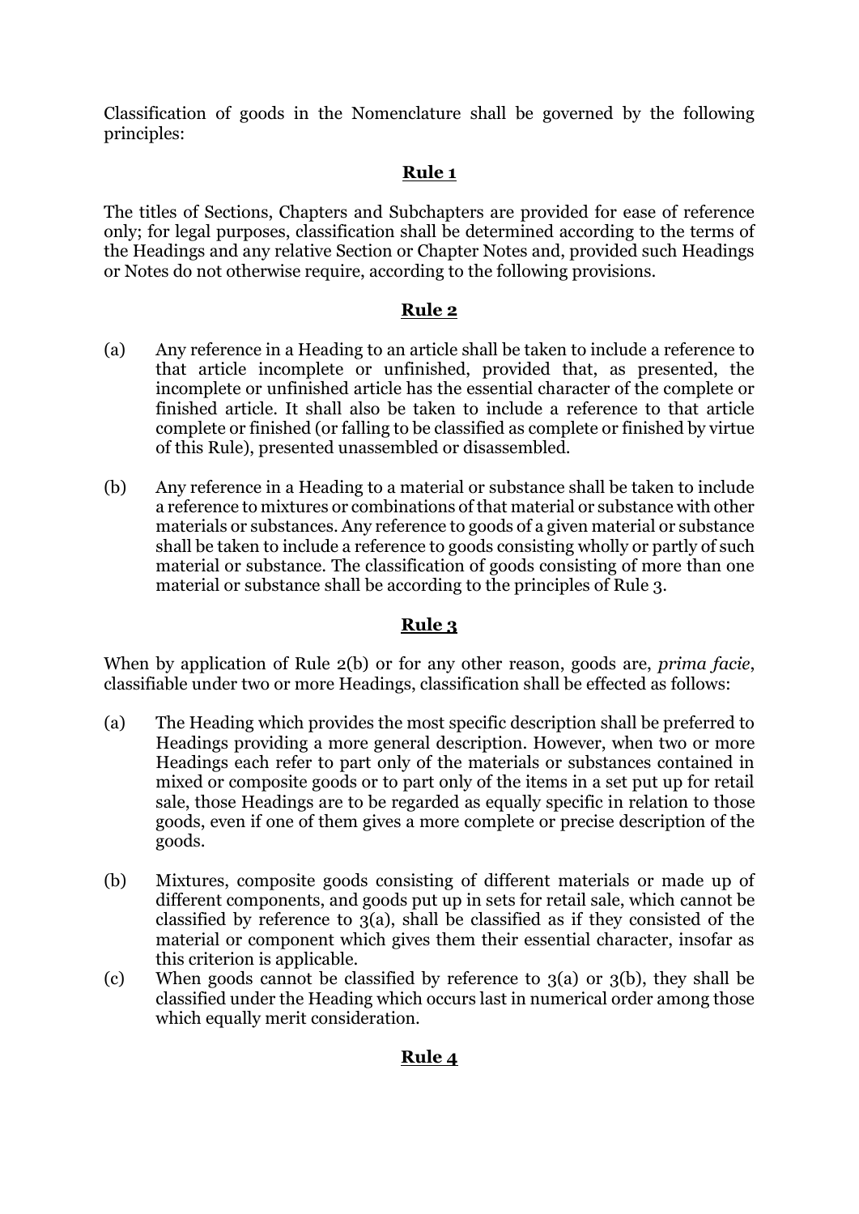Classification of goods in the Nomenclature shall be governed by the following principles:

## Rule 1

The titles of Sections, Chapters and Subchapters are provided for ease of reference only; for legal purposes, classification shall be determined according to the terms of the Headings and any relative Section or Chapter Notes and, provided such Headings or Notes do not otherwise require, according to the following provisions.

## Rule 2

(a) Any reference in a Heading to an article shall be taken to include a reference to that article incomplete or unfinished, provided that, as presented, the incomplete or unfinished article has the essential character of the complete or finished article. It shall also be taken to include a reference to that article complete or finished (or falling to be classified as complete or finished by virtue of this Rule), presented unassembled or disassembled.

(b) Any reference in a Heading to a material or substance shall be taken to include a reference to mixtures or combinations of that material or substance with other materials or substances. Any reference to goods of a given material or substance shall be taken to include a reference to goods consisting wholly or partly of such material or substance. The classification of goods consisting of more than one material or substance shall be according to the principles of Rule 3.

## Rule 3

When by application of Rule 2(b) or for any other reason, goods are, *prima facie*, classifiable under two or more Headings, classification shall be effected as follows:

(a) The Heading which provides the most specific description shall be preferred to Headings providing a more general description. However, when two or more Headings each refer to part only of the materials or substances contained in mixed or composite goods or to part only of the items in a set put up for retail sale, those Headings are to be regarded as equally specific in relation to those goods, even if one of them gives a more complete or precise description of the goods.

(b) Mixtures, composite goods consisting of different materials or made up of different components, and goods put up in sets for retail sale, which cannot be classified by reference to 3(a), shall be classified as if they consisted of the material or component which gives them their essential character, insofar as this criterion is applicable.

(c) When goods cannot be classified by reference to 3(a) or 3(b), they shall be classified under the Heading which occurs last in numerical order among those which equally merit consideration.

## Rule 4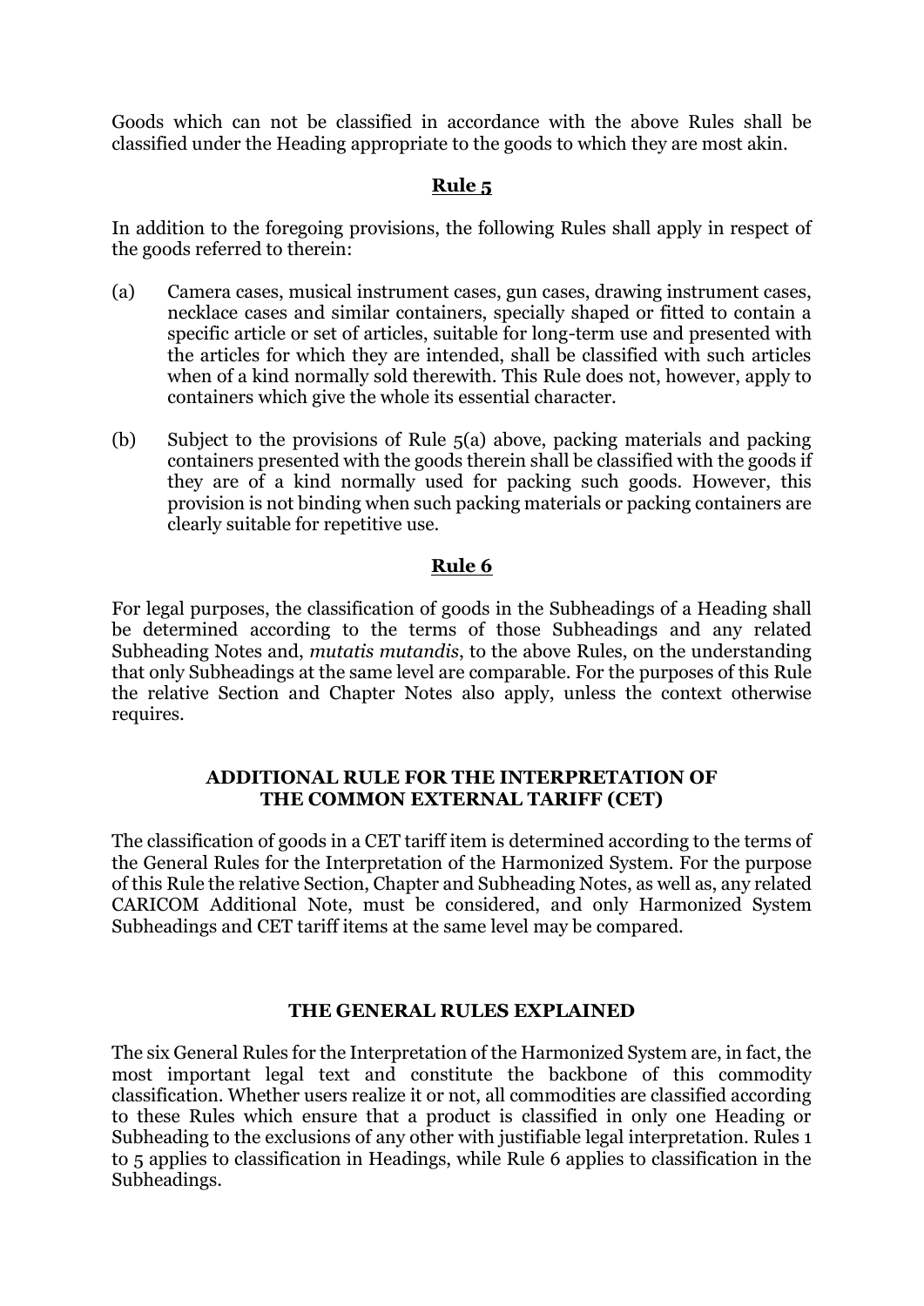Goods which can not be classified in accordance with the above Rules shall be classified under the Heading appropriate to the goods to which they are most akin.

## **Rule 5**

In addition to the foregoing provisions, the following Rules shall apply in respect of the goods referred to therein:

(a) Camera cases, musical instrument cases, gun cases, drawing instrument cases, necklace cases and similar containers, specially shaped or fitted to contain a specific article or set of articles, suitable for long-term use and presented with the articles for which they are intended, shall be classified with such articles when of a kind normally sold therewith. This Rule does not, however, apply to containers which give the whole its essential character.

(b) Subject to the provisions of Rule 5(a) above, packing materials and packing containers presented with the goods therein shall be classified with the goods if they are of a kind normally used for packing such goods. However, this provision is not binding when such packing materials or packing containers are clearly suitable for repetitive use.

## **Rule 6**

For legal purposes, the classification of goods in the Subheadings of a Heading shall be determined according to the terms of those Subheadings and any related Subheading Notes and, *mutatis mutandis*, to the above Rules, on the understanding that only Subheadings at the same level are comparable. For the purposes of this Rule the relative Section and Chapter Notes also apply, unless the context otherwise requires.

### **ADDITIONAL RULE FOR THE INTERPRETATION OF THE COMMON EXTERNAL TARIFF (CET)**

The classification of goods in a CET tariff item is determined according to the terms of the General Rules for the Interpretation of the Harmonized System. For the purpose of this Rule the relative Section, Chapter and Subheading Notes, as well as, any related CARICOM Additional Note, must be considered, and only Harmonized System Subheadings and CET tariff items at the same level may be compared.

### **THE GENERAL RULES EXPLAINED**

The six General Rules for the Interpretation of the Harmonized System are, in fact, the most important legal text and constitute the backbone of this commodity classification. Whether users realize it or not, all commodities are classified according to these Rules which ensure that a product is classified in only one Heading or Subheading to the exclusions of any other with justifiable legal interpretation. Rules 1 to 5 applies to classification in Headings, while Rule 6 applies to classification in the Subheadings.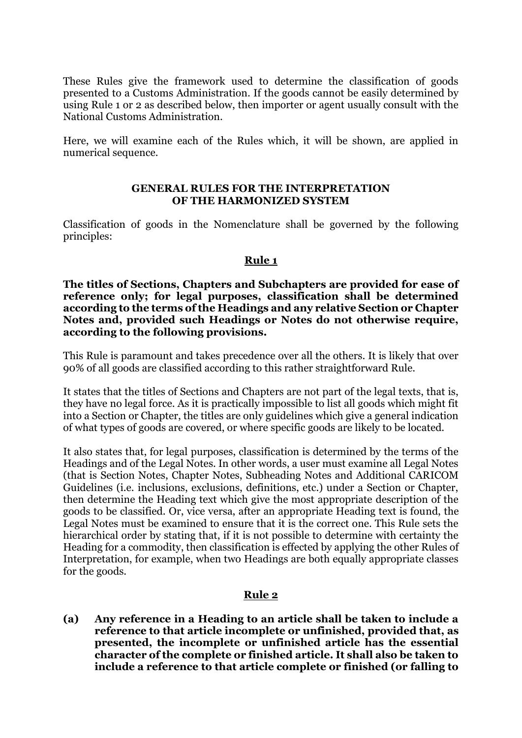These Rules give the framework used to determine the classification of goods presented to a Customs Administration. If the goods cannot be easily determined by using Rule 1 or 2 as described below, then importer or agent usually consult with the National Customs Administration.

Here, we will examine each of the Rules which, it will be shown, are applied in numerical sequence.

## GENERAL RULES FOR THE INTERPRETATION OF THE HARMONIZED SYSTEM

Classification of goods in the Nomenclature shall be governed by the following principles:

### Rule 1

**The titles of Sections, Chapters and Subchapters are provided for ease of reference only; for legal purposes, classification shall be determined according to the terms of the Headings and any relative Section or Chapter Notes and, provided such Headings or Notes do not otherwise require, according to the following provisions.**

This Rule is paramount and takes precedence over all the others. It is likely that over 90% of all goods are classified according to this rather straightforward Rule.

It states that the titles of Sections and Chapters are not part of the legal texts, that is, they have no legal force. As it is practically impossible to list all goods which might fit into a Section or Chapter, the titles are only guidelines which give a general indication of what types of goods are covered, or where specific goods are likely to be located.

It also states that, for legal purposes, classification is determined by the terms of the Headings and of the Legal Notes. In other words, a user must examine all Legal Notes (that is Section Notes, Chapter Notes, Subheading Notes and Additional CARICOM Guidelines (i.e. inclusions, exclusions, definitions, etc.) under a Section or Chapter, then determine the Heading text which give the most appropriate description of the goods to be classified. Or, vice versa, after an appropriate Heading text is found, the Legal Notes must be examined to ensure that it is the correct one. This Rule sets the hierarchical order by stating that, if it is not possible to determine with certainty the Heading for a commodity, then classification is effected by applying the other Rules of Interpretation, for example, when two Headings are both equally appropriate classes for the goods.

### Rule 2

**(a) Any reference in a Heading to an article shall be taken to include a reference to that article incomplete or unfinished, provided that, as presented, the incomplete or unfinished article has the essential character of the complete or finished article. It shall also be taken to include a reference to that article complete or finished (or falling to**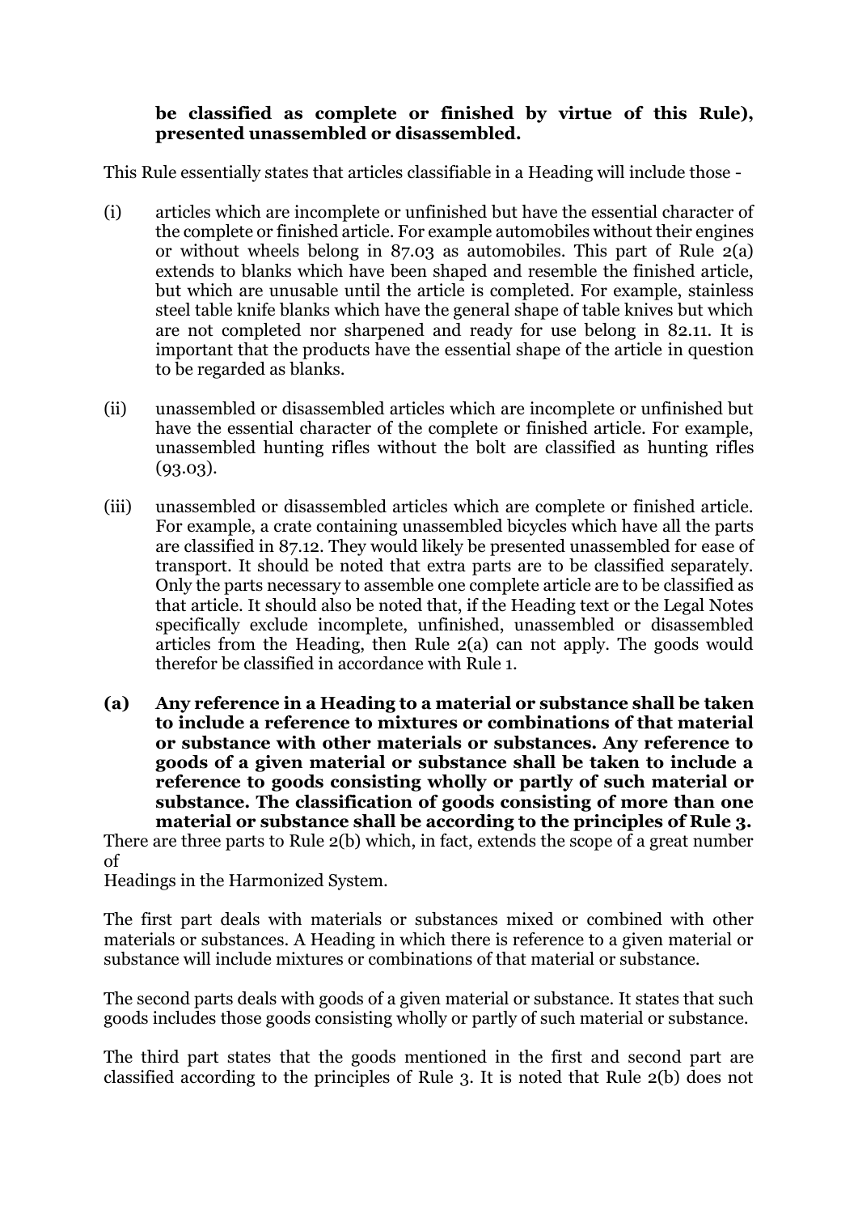**be classified as complete or finished by virtue of this Rule), presented unassembled or disassembled.**

This Rule essentially states that articles classifiable in a Heading will include those -

(i) articles which are incomplete or unfinished but have the essential character of the complete or finished article. For example automobiles without their engines or without wheels belong in 87.03 as automobiles. This part of Rule 2(a) extends to blanks which have been shaped and resemble the finished article, but which are unusable until the article is completed. For example, stainless steel table knife blanks which have the general shape of table knives but which are not completed nor sharpened and ready for use belong in 82.11. It is important that the products have the essential shape of the article in question to be regarded as blanks.

(ii) unassembled or disassembled articles which are incomplete or unfinished but have the essential character of the complete or finished article. For example, unassembled hunting rifles without the bolt are classified as hunting rifles (93.03).

(iii) unassembled or disassembled articles which are complete or finished article. For example, a crate containing unassembled bicycles which have all the parts are classified in 87.12. They would likely be presented unassembled for ease of transport. It should be noted that extra parts are to be classified separately. Only the parts necessary to assemble one complete article are to be classified as that article. It should also be noted that, if the Heading text or the Legal Notes specifically exclude incomplete, unfinished, unassembled or disassembled articles from the Heading, then Rule 2(a) can not apply. The goods would therefor be classified in accordance with Rule 1.

**(a) Any reference in a Heading to a material or substance shall be taken to include a reference to mixtures or combinations of that material or substance with other materials or substances. Any reference to goods of a given material or substance shall be taken to include a reference to goods consisting wholly or partly of such material or substance. The classification of goods consisting of more than one material or substance shall be according to the principles of Rule 3.**

There are three parts to Rule 2(b) which, in fact, extends the scope of a great number of
Headings in the Harmonized System.

The first part deals with materials or substances mixed or combined with other materials or substances. A Heading in which there is reference to a given material or substance will include mixtures or combinations of that material or substance.

The second parts deals with goods of a given material or substance. It states that such goods includes those goods consisting wholly or partly of such material or substance.

The third part states that the goods mentioned in the first and second part are classified according to the principles of Rule 3. It is noted that Rule 2(b) does not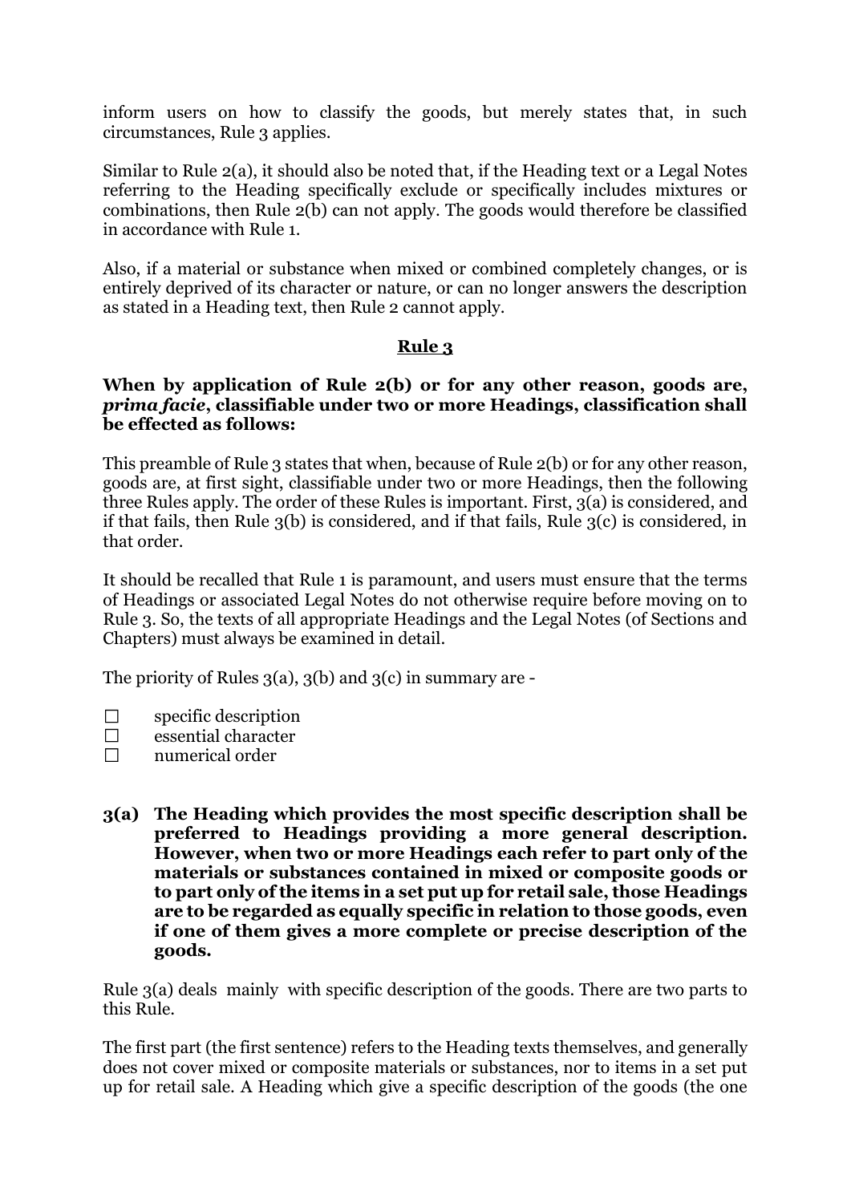inform users on how to classify the goods, but merely states that, in such circumstances, Rule 3 applies.

Similar to Rule 2(a), it should also be noted that, if the Heading text or a Legal Notes referring to the Heading specifically exclude or specifically includes mixtures or combinations, then Rule 2(b) can not apply. The goods would therefore be classified in accordance with Rule 1.

Also, if a material or substance when mixed or combined completely changes, or is entirely deprived of its character or nature, or can no longer answers the description as stated in a Heading text, then Rule 2 cannot apply.

## Rule 3

**When by application of Rule 2(b) or for any other reason, goods are, *prima facie*, classifiable under two or more Headings, classification shall be effected as follows:**

This preamble of Rule 3 states that when, because of Rule 2(b) or for any other reason, goods are, at first sight, classifiable under two or more Headings, then the following three Rules apply. The order of these Rules is important. First, 3(a) is considered, and if that fails, then Rule 3(b) is considered, and if that fails, Rule 3(c) is considered, in that order.

It should be recalled that Rule 1 is paramount, and users must ensure that the terms of Headings or associated Legal Notes do not otherwise require before moving on to Rule 3. So, the texts of all appropriate Headings and the Legal Notes (of Sections and Chapters) must always be examined in detail.

The priority of Rules 3(a), 3(b) and 3(c) in summary are -

- ☐ specific description
- ☐ essential character
- ☐ numerical order

**3(a) The Heading which provides the most specific description shall be preferred to Headings providing a more general description. However, when two or more Headings each refer to part only of the materials or substances contained in mixed or composite goods or to part only of the items in a set put up for retail sale, those Headings are to be regarded as equally specific in relation to those goods, even if one of them gives a more complete or precise description of the goods.**

Rule 3(a) deals mainly with specific description of the goods. There are two parts to this Rule.

The first part (the first sentence) refers to the Heading texts themselves, and generally does not cover mixed or composite materials or substances, nor to items in a set put up for retail sale. A Heading which give a specific description of the goods (the one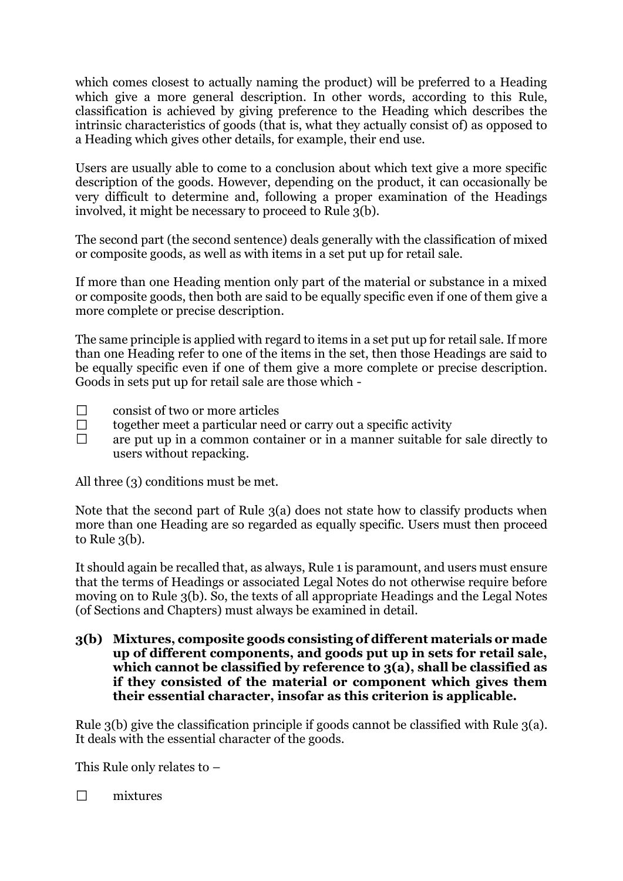which comes closest to actually naming the product) will be preferred to a Heading which give a more general description. In other words, according to this Rule, classification is achieved by giving preference to the Heading which describes the intrinsic characteristics of goods (that is, what they actually consist of) as opposed to a Heading which gives other details, for example, their end use.

Users are usually able to come to a conclusion about which text give a more specific description of the goods. However, depending on the product, it can occasionally be very difficult to determine and, following a proper examination of the Headings involved, it might be necessary to proceed to Rule 3(b).

The second part (the second sentence) deals generally with the classification of mixed or composite goods, as well as with items in a set put up for retail sale.

If more than one Heading mention only part of the material or substance in a mixed or composite goods, then both are said to be equally specific even if one of them give a more complete or precise description.

The same principle is applied with regard to items in a set put up for retail sale. If more than one Heading refer to one of the items in the set, then those Headings are said to be equally specific even if one of them give a more complete or precise description. Goods in sets put up for retail sale are those which -

- consist of two or more articles
- together meet a particular need or carry out a specific activity
- are put up in a common container or in a manner suitable for sale directly to users without repacking.

All three (3) conditions must be met.

Note that the second part of Rule 3(a) does not state how to classify products when more than one Heading are so regarded as equally specific. Users must then proceed to Rule 3(b).

It should again be recalled that, as always, Rule 1 is paramount, and users must ensure that the terms of Headings or associated Legal Notes do not otherwise require before moving on to Rule 3(b). So, the texts of all appropriate Headings and the Legal Notes (of Sections and Chapters) must always be examined in detail.

**3(b) Mixtures, composite goods consisting of different materials or made up of different components, and goods put up in sets for retail sale, which cannot be classified by reference to 3(a), shall be classified as if they consisted of the material or component which gives them their essential character, insofar as this criterion is applicable.**

Rule 3(b) give the classification principle if goods cannot be classified with Rule 3(a). It deals with the essential character of the goods.

This Rule only relates to –

- mixtures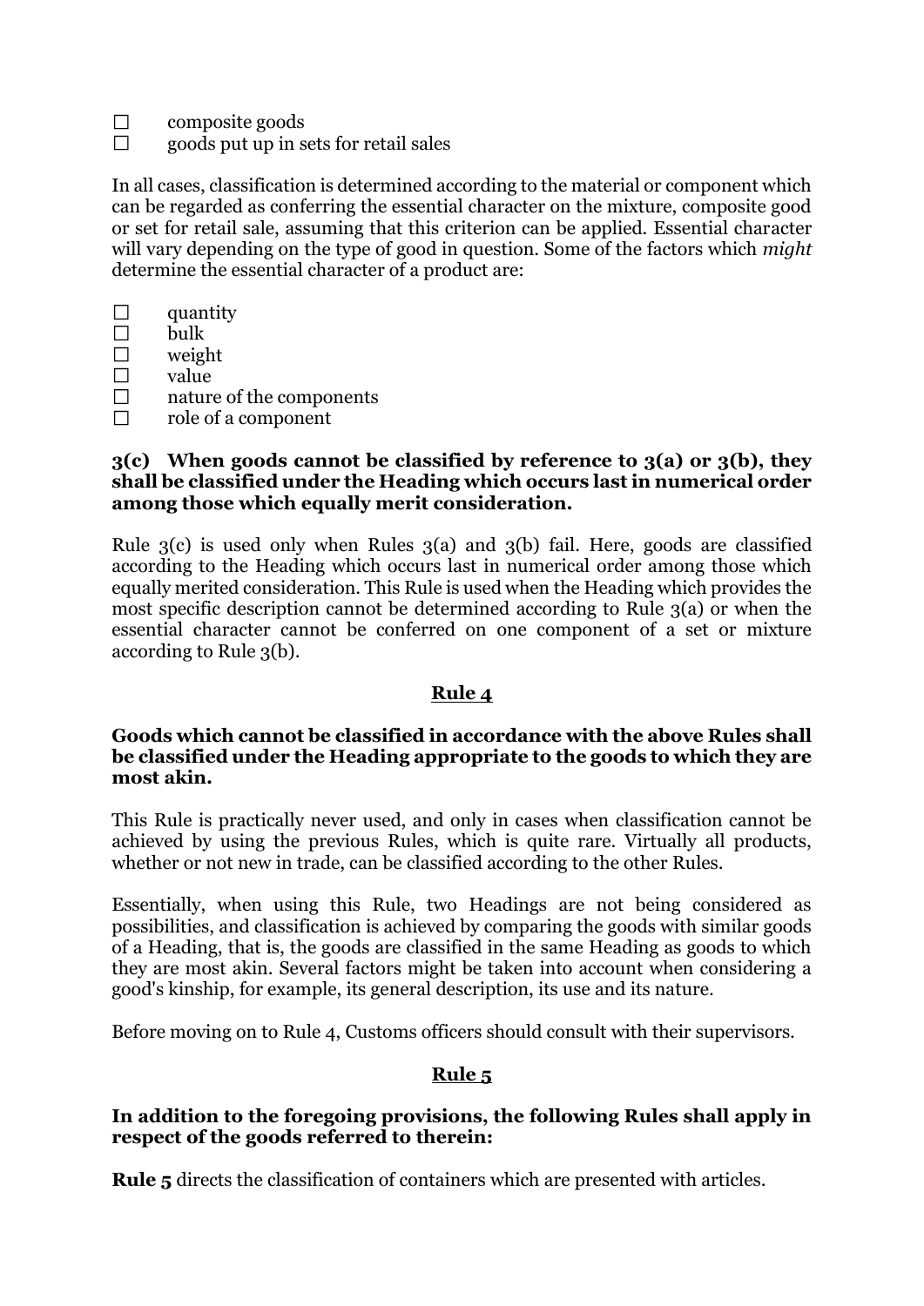- composite goods
- goods put up in sets for retail sales

In all cases, classification is determined according to the material or component which can be regarded as conferring the essential character on the mixture, composite good or set for retail sale, assuming that this criterion can be applied. Essential character will vary depending on the type of good in question. Some of the factors which *might* determine the essential character of a product are:

- quantity
- bulk
- weight
- value
- nature of the components
- role of a component

**3(c) When goods cannot be classified by reference to 3(a) or 3(b), they shall be classified under the Heading which occurs last in numerical order among those which equally merit consideration.**

Rule 3(c) is used only when Rules 3(a) and 3(b) fail. Here, goods are classified according to the Heading which occurs last in numerical order among those which equally merited consideration. This Rule is used when the Heading which provides the most specific description cannot be determined according to Rule 3(a) or when the essential character cannot be conferred on one component of a set or mixture according to Rule 3(b).

## Rule 4

**Goods which cannot be classified in accordance with the above Rules shall be classified under the Heading appropriate to the goods to which they are most akin.**

This Rule is practically never used, and only in cases when classification cannot be achieved by using the previous Rules, which is quite rare. Virtually all products, whether or not new in trade, can be classified according to the other Rules.

Essentially, when using this Rule, two Headings are not being considered as possibilities, and classification is achieved by comparing the goods with similar goods of a Heading, that is, the goods are classified in the same Heading as goods to which they are most akin. Several factors might be taken into account when considering a good's kinship, for example, its general description, its use and its nature.

Before moving on to Rule 4, Customs officers should consult with their supervisors.

## Rule 5

**In addition to the foregoing provisions, the following Rules shall apply in respect of the goods referred to therein:**

**Rule 5** directs the classification of containers which are presented with articles.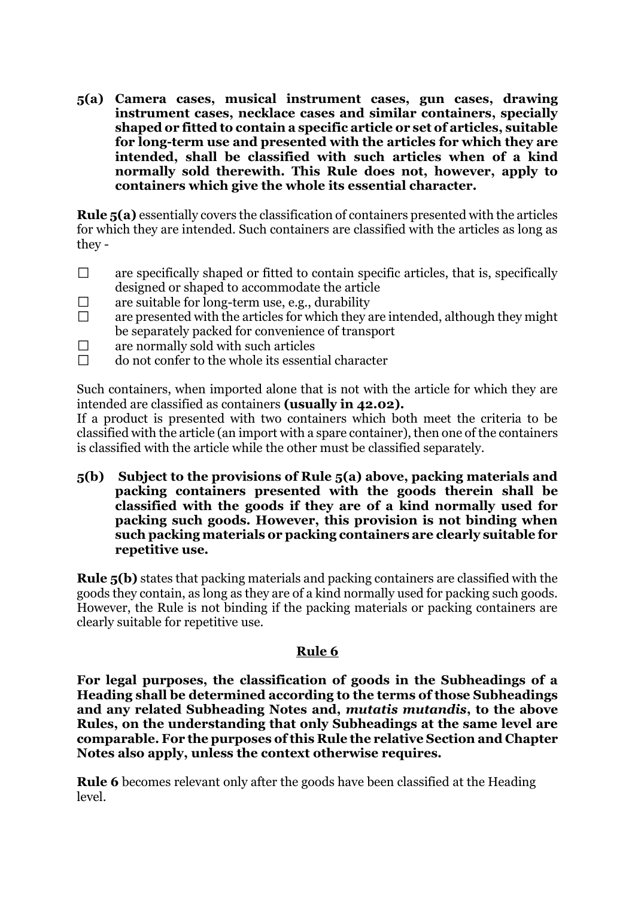**5(a) Camera cases, musical instrument cases, gun cases, drawing instrument cases, necklace cases and similar containers, specially shaped or fitted to contain a specific article or set of articles, suitable for long-term use and presented with the articles for which they are intended, shall be classified with such articles when of a kind normally sold therewith. This Rule does not, however, apply to containers which give the whole its essential character.**

**Rule 5(a)** essentially covers the classification of containers presented with the articles for which they are intended. Such containers are classified with the articles as long as they -

- ☐ are specifically shaped or fitted to contain specific articles, that is, specifically designed or shaped to accommodate the article
- ☐ are suitable for long-term use, e.g., durability
- ☐ are presented with the articles for which they are intended, although they might be separately packed for convenience of transport
- ☐ are normally sold with such articles
- ☐ do not confer to the whole its essential character

Such containers, when imported alone that is not with the article for which they are intended are classified as containers **(usually in 42.02).**

If a product is presented with two containers which both meet the criteria to be classified with the article (an import with a spare container), then one of the containers is classified with the article while the other must be classified separately.

**5(b) Subject to the provisions of Rule 5(a) above, packing materials and packing containers presented with the goods therein shall be classified with the goods if they are of a kind normally used for packing such goods. However, this provision is not binding when such packing materials or packing containers are clearly suitable for repetitive use.**

**Rule 5(b)** states that packing materials and packing containers are classified with the goods they contain, as long as they are of a kind normally used for packing such goods. However, the Rule is not binding if the packing materials or packing containers are clearly suitable for repetitive use.

## Rule 6

**For legal purposes, the classification of goods in the Subheadings of a Heading shall be determined according to the terms of those Subheadings and any related Subheading Notes and, *mutatis mutandis*, to the above Rules, on the understanding that only Subheadings at the same level are comparable. For the purposes of this Rule the relative Section and Chapter Notes also apply, unless the context otherwise requires.**

**Rule 6** becomes relevant only after the goods have been classified at the Heading level.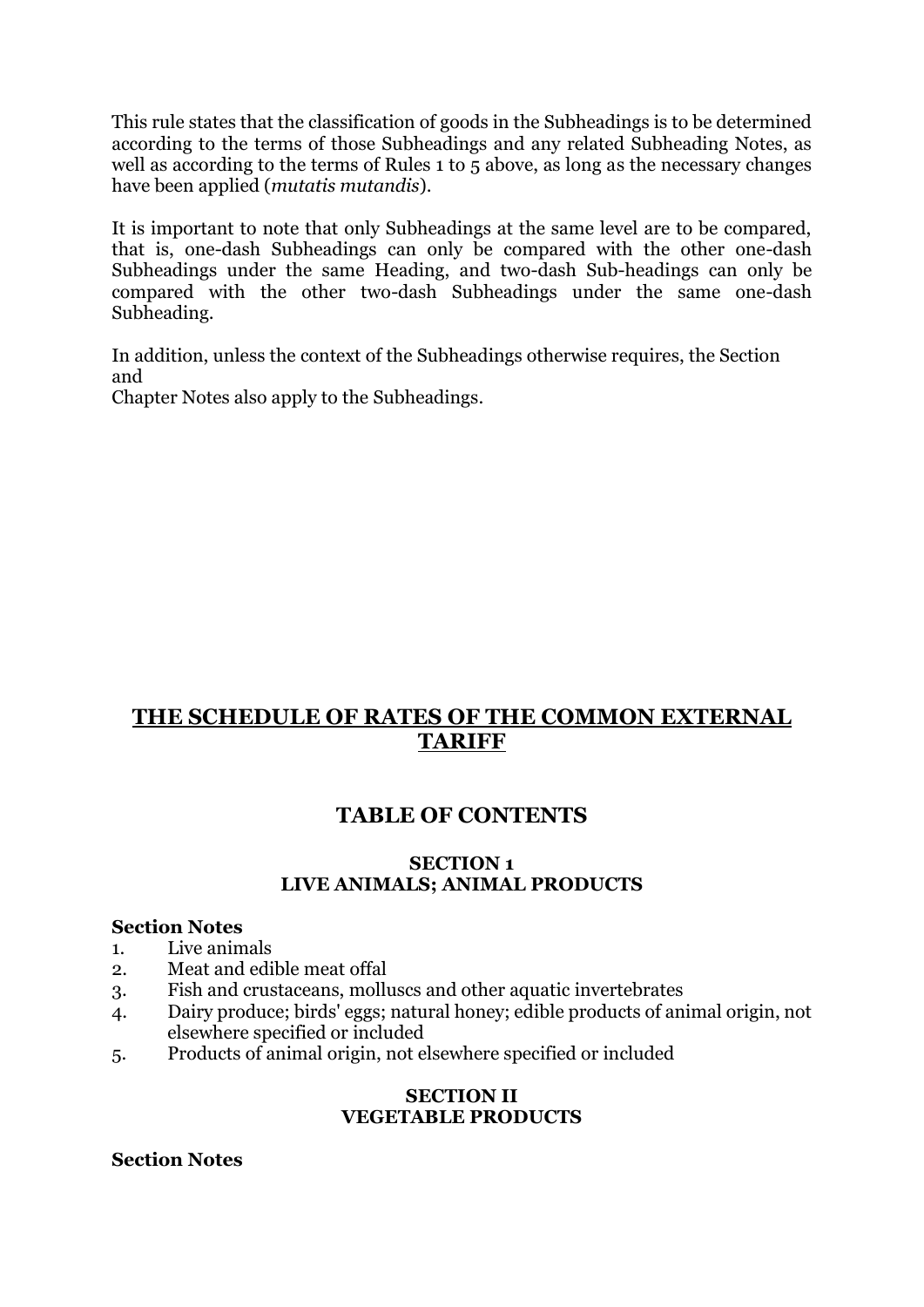This rule states that the classification of goods in the Subheadings is to be determined according to the terms of those Subheadings and any related Subheading Notes, as well as according to the terms of Rules 1 to 5 above, as long as the necessary changes have been applied (*mutatis mutandis*).

It is important to note that only Subheadings at the same level are to be compared, that is, one-dash Subheadings can only be compared with the other one-dash Subheadings under the same Heading, and two-dash Sub-headings can only be compared with the other two-dash Subheadings under the same one-dash Subheading.

In addition, unless the context of the Subheadings otherwise requires, the Section and
Chapter Notes also apply to the Subheadings.

## THE SCHEDULE OF RATES OF THE COMMON EXTERNAL TARIFF

## TABLE OF CONTENTS

### SECTION 1
### LIVE ANIMALS; ANIMAL PRODUCTS

**Section Notes**

1. Live animals
2. Meat and edible meat offal
3. Fish and crustaceans, molluscs and other aquatic invertebrates
4. Dairy produce; birds' eggs; natural honey; edible products of animal origin, not elsewhere specified or included
5. Products of animal origin, not elsewhere specified or included

### SECTION II
### VEGETABLE PRODUCTS

**Section Notes**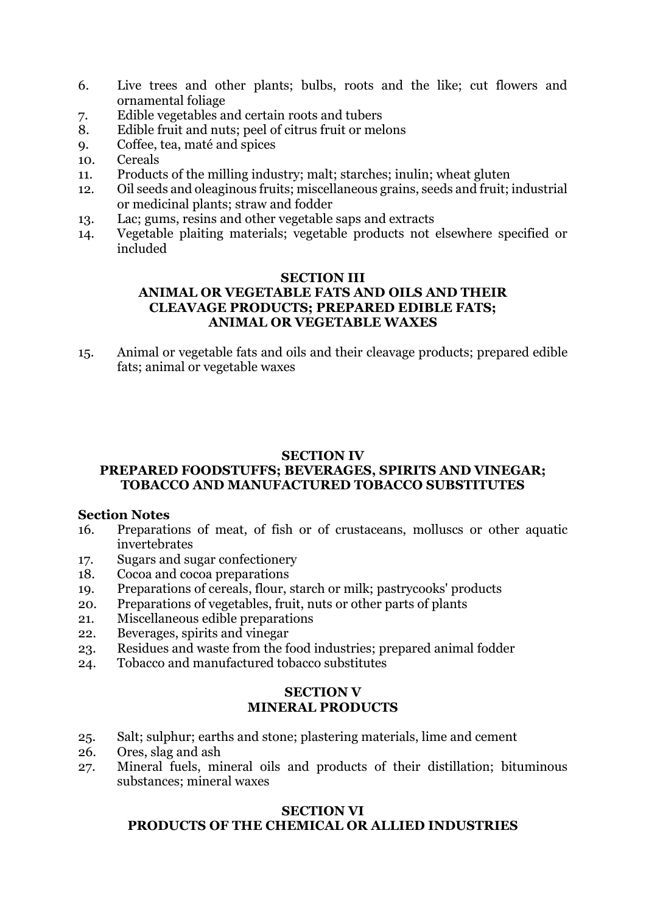6. Live trees and other plants; bulbs, roots and the like; cut flowers and ornamental foliage
7. Edible vegetables and certain roots and tubers
8. Edible fruit and nuts; peel of citrus fruit or melons
9. Coffee, tea, maté and spices
10. Cereals
11. Products of the milling industry; malt; starches; inulin; wheat gluten
12. Oil seeds and oleaginous fruits; miscellaneous grains, seeds and fruit; industrial or medicinal plants; straw and fodder
13. Lac; gums, resins and other vegetable saps and extracts
14. Vegetable plaiting materials; vegetable products not elsewhere specified or included

## SECTION III
## ANIMAL OR VEGETABLE FATS AND OILS AND THEIR CLEAVAGE PRODUCTS; PREPARED EDIBLE FATS; ANIMAL OR VEGETABLE WAXES

15. Animal or vegetable fats and oils and their cleavage products; prepared edible fats; animal or vegetable waxes

## SECTION IV
## PREPARED FOODSTUFFS; BEVERAGES, SPIRITS AND VINEGAR; TOBACCO AND MANUFACTURED TOBACCO SUBSTITUTES

**Section Notes**

16. Preparations of meat, of fish or of crustaceans, molluscs or other aquatic invertebrates
17. Sugars and sugar confectionery
18. Cocoa and cocoa preparations
19. Preparations of cereals, flour, starch or milk; pastrycooks' products
20. Preparations of vegetables, fruit, nuts or other parts of plants
21. Miscellaneous edible preparations
22. Beverages, spirits and vinegar
23. Residues and waste from the food industries; prepared animal fodder
24. Tobacco and manufactured tobacco substitutes

## SECTION V
## MINERAL PRODUCTS

25. Salt; sulphur; earths and stone; plastering materials, lime and cement
26. Ores, slag and ash
27. Mineral fuels, mineral oils and products of their distillation; bituminous substances; mineral waxes

## SECTION VI
## PRODUCTS OF THE CHEMICAL OR ALLIED INDUSTRIES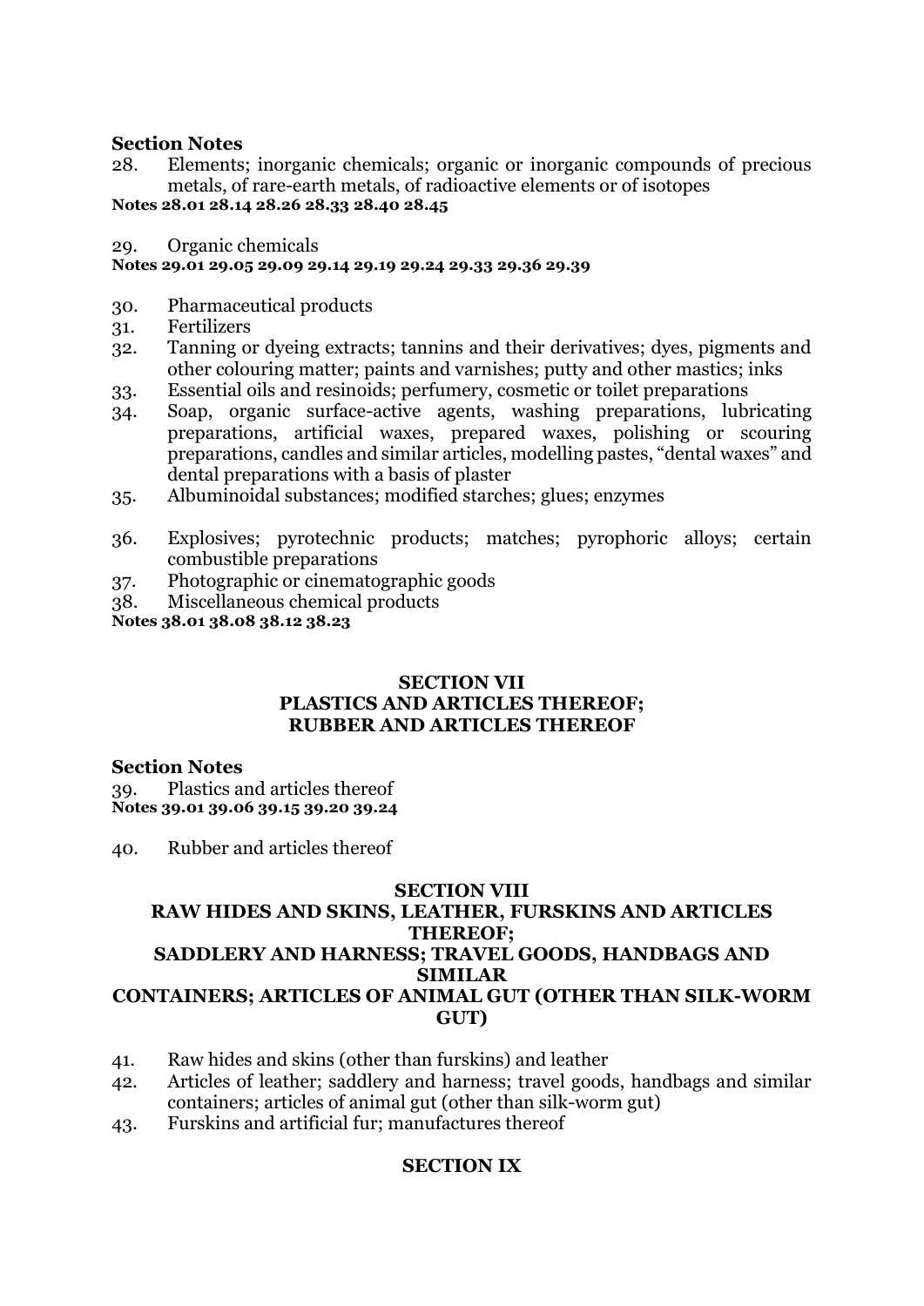**Section Notes**

28. Elements; inorganic chemicals; organic or inorganic compounds of precious metals, of rare-earth metals, of radioactive elements or of isotopes

**Notes 28.01 28.14 28.26 28.33 28.40 28.45**

29. Organic chemicals

**Notes 29.01 29.05 29.09 29.14 29.19 29.24 29.33 29.36 29.39**

30. Pharmaceutical products
31. Fertilizers
32. Tanning or dyeing extracts; tannins and their derivatives; dyes, pigments and other colouring matter; paints and varnishes; putty and other mastics; inks
33. Essential oils and resinoids; perfumery, cosmetic or toilet preparations
34. Soap, organic surface-active agents, washing preparations, lubricating preparations, artificial waxes, prepared waxes, polishing or scouring preparations, candles and similar articles, modelling pastes, "dental waxes" and dental preparations with a basis of plaster
35. Albuminoidal substances; modified starches; glues; enzymes
36. Explosives; pyrotechnic products; matches; pyrophoric alloys; certain combustible preparations
37. Photographic or cinematographic goods
38. Miscellaneous chemical products

**Notes 38.01 38.08 38.12 38.23**

## SECTION VII
## PLASTICS AND ARTICLES THEREOF; RUBBER AND ARTICLES THEREOF

**Section Notes**

39. Plastics and articles thereof

**Notes 39.01 39.06 39.15 39.20 39.24**

40. Rubber and articles thereof

## SECTION VIII
## RAW HIDES AND SKINS, LEATHER, FURSKINS AND ARTICLES THEREOF; SADDLERY AND HARNESS; TRAVEL GOODS, HANDBAGS AND SIMILAR CONTAINERS; ARTICLES OF ANIMAL GUT (OTHER THAN SILK-WORM GUT)

41. Raw hides and skins (other than furskins) and leather
42. Articles of leather; saddlery and harness; travel goods, handbags and similar containers; articles of animal gut (other than silk-worm gut)
43. Furskins and artificial fur; manufactures thereof

## SECTION IX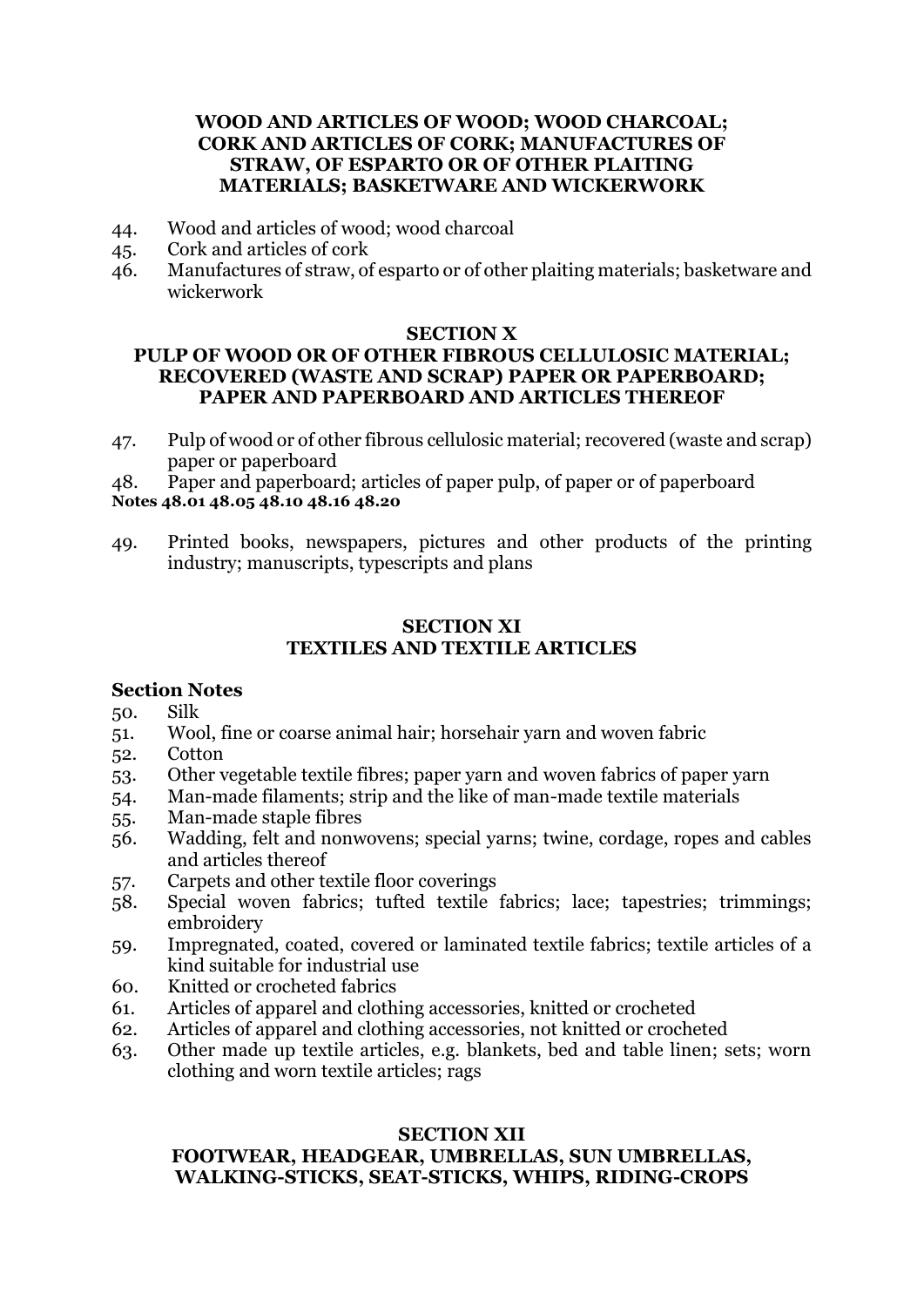### WOOD AND ARTICLES OF WOOD; WOOD CHARCOAL; CORK AND ARTICLES OF CORK; MANUFACTURES OF STRAW, OF ESPARTO OR OF OTHER PLAITING MATERIALS; BASKETWARE AND WICKERWORK

44. Wood and articles of wood; wood charcoal
45. Cork and articles of cork
46. Manufactures of straw, of esparto or of other plaiting materials; basketware and wickerwork

### SECTION X
### PULP OF WOOD OR OF OTHER FIBROUS CELLULOSIC MATERIAL; RECOVERED (WASTE AND SCRAP) PAPER OR PAPERBOARD; PAPER AND PAPERBOARD AND ARTICLES THEREOF

47. Pulp of wood or of other fibrous cellulosic material; recovered (waste and scrap) paper or paperboard
48. Paper and paperboard; articles of paper pulp, of paper or of paperboard

**Notes 48.01 48.05 48.10 48.16 48.20**

49. Printed books, newspapers, pictures and other products of the printing industry; manuscripts, typescripts and plans

### SECTION XI
### TEXTILES AND TEXTILE ARTICLES

**Section Notes**

50. Silk
51. Wool, fine or coarse animal hair; horsehair yarn and woven fabric
52. Cotton
53. Other vegetable textile fibres; paper yarn and woven fabrics of paper yarn
54. Man-made filaments; strip and the like of man-made textile materials
55. Man-made staple fibres
56. Wadding, felt and nonwovens; special yarns; twine, cordage, ropes and cables and articles thereof
57. Carpets and other textile floor coverings
58. Special woven fabrics; tufted textile fabrics; lace; tapestries; trimmings; embroidery
59. Impregnated, coated, covered or laminated textile fabrics; textile articles of a kind suitable for industrial use
60. Knitted or crocheted fabrics
61. Articles of apparel and clothing accessories, knitted or crocheted
62. Articles of apparel and clothing accessories, not knitted or crocheted
63. Other made up textile articles, e.g. blankets, bed and table linen; sets; worn clothing and worn textile articles; rags

### SECTION XII
### FOOTWEAR, HEADGEAR, UMBRELLAS, SUN UMBRELLAS, WALKING-STICKS, SEAT-STICKS, WHIPS, RIDING-CROPS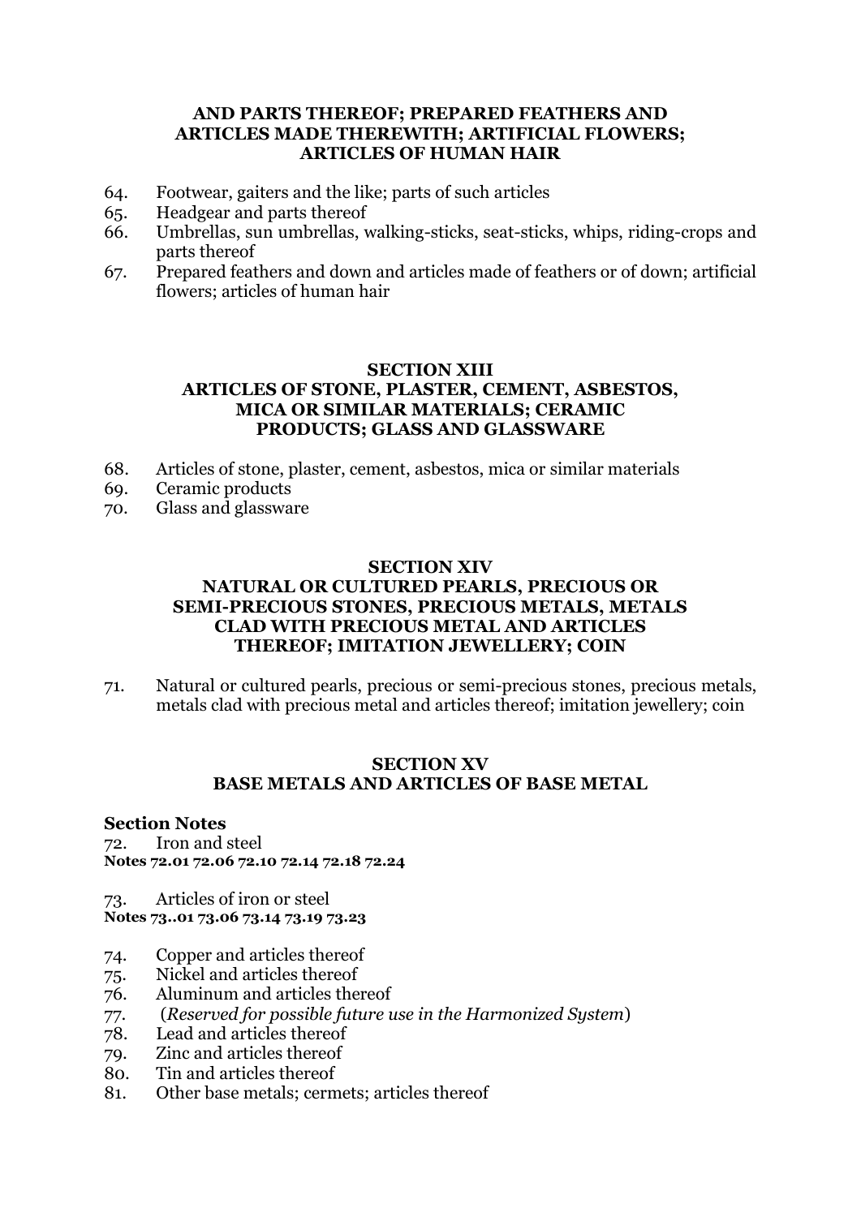**AND PARTS THEREOF; PREPARED FEATHERS AND ARTICLES MADE THEREWITH; ARTIFICIAL FLOWERS; ARTICLES OF HUMAN HAIR**

64. Footwear, gaiters and the like; parts of such articles
65. Headgear and parts thereof
66. Umbrellas, sun umbrellas, walking-sticks, seat-sticks, whips, riding-crops and parts thereof
67. Prepared feathers and down and articles made of feathers or of down; artificial flowers; articles of human hair

## SECTION XIII
## ARTICLES OF STONE, PLASTER, CEMENT, ASBESTOS, MICA OR SIMILAR MATERIALS; CERAMIC PRODUCTS; GLASS AND GLASSWARE

68. Articles of stone, plaster, cement, asbestos, mica or similar materials
69. Ceramic products
70. Glass and glassware

## SECTION XIV
## NATURAL OR CULTURED PEARLS, PRECIOUS OR SEMI-PRECIOUS STONES, PRECIOUS METALS, METALS CLAD WITH PRECIOUS METAL AND ARTICLES THEREOF; IMITATION JEWELLERY; COIN

71. Natural or cultured pearls, precious or semi-precious stones, precious metals, metals clad with precious metal and articles thereof; imitation jewellery; coin

## SECTION XV
## BASE METALS AND ARTICLES OF BASE METAL

**Section Notes**

72. Iron and steel

**Notes 72.01 72.06 72.10 72.14 72.18 72.24**

73. Articles of iron or steel

**Notes 73..01 73.06 73.14 73.19 73.23**

74. Copper and articles thereof
75. Nickel and articles thereof
76. Aluminum and articles thereof
77. (*Reserved for possible future use in the Harmonized System*)
78. Lead and articles thereof
79. Zinc and articles thereof
80. Tin and articles thereof
81. Other base metals; cermets; articles thereof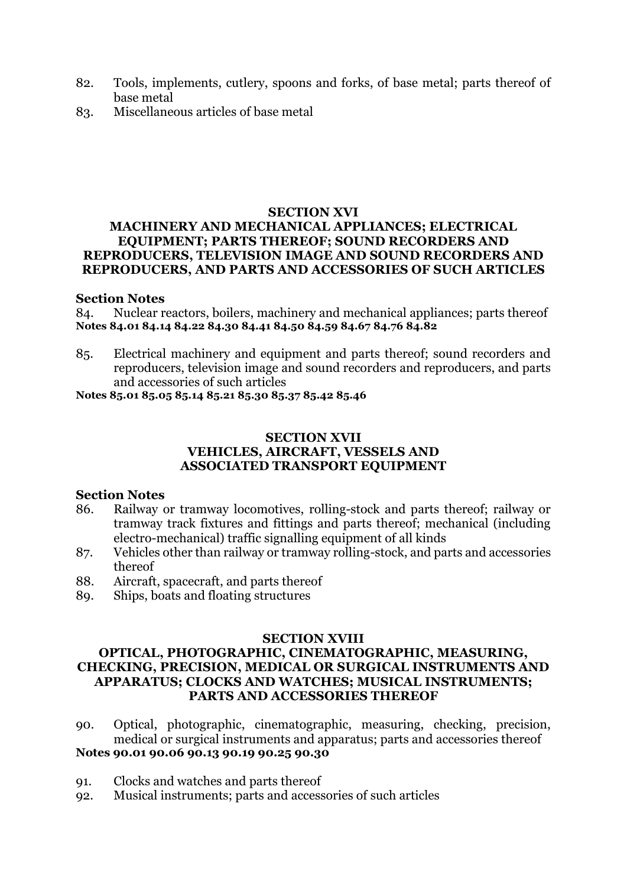82. Tools, implements, cutlery, spoons and forks, of base metal; parts thereof of base metal
83. Miscellaneous articles of base metal

## SECTION XVI
## MACHINERY AND MECHANICAL APPLIANCES; ELECTRICAL EQUIPMENT; PARTS THEREOF; SOUND RECORDERS AND REPRODUCERS, TELEVISION IMAGE AND SOUND RECORDERS AND REPRODUCERS, AND PARTS AND ACCESSORIES OF SUCH ARTICLES

### Section Notes

84. Nuclear reactors, boilers, machinery and mechanical appliances; parts thereof

**Notes 84.01 84.14 84.22 84.30 84.41 84.50 84.59 84.67 84.76 84.82**

85. Electrical machinery and equipment and parts thereof; sound recorders and reproducers, television image and sound recorders and reproducers, and parts and accessories of such articles

**Notes 85.01 85.05 85.14 85.21 85.30 85.37 85.42 85.46**

## SECTION XVII
## VEHICLES, AIRCRAFT, VESSELS AND ASSOCIATED TRANSPORT EQUIPMENT

### Section Notes

86. Railway or tramway locomotives, rolling-stock and parts thereof; railway or tramway track fixtures and fittings and parts thereof; mechanical (including electro-mechanical) traffic signalling equipment of all kinds
87. Vehicles other than railway or tramway rolling-stock, and parts and accessories thereof
88. Aircraft, spacecraft, and parts thereof
89. Ships, boats and floating structures

## SECTION XVIII
## OPTICAL, PHOTOGRAPHIC, CINEMATOGRAPHIC, MEASURING, CHECKING, PRECISION, MEDICAL OR SURGICAL INSTRUMENTS AND APPARATUS; CLOCKS AND WATCHES; MUSICAL INSTRUMENTS; PARTS AND ACCESSORIES THEREOF

90. Optical, photographic, cinematographic, measuring, checking, precision, medical or surgical instruments and apparatus; parts and accessories thereof

**Notes 90.01 90.06 90.13 90.19 90.25 90.30**

91. Clocks and watches and parts thereof
92. Musical instruments; parts and accessories of such articles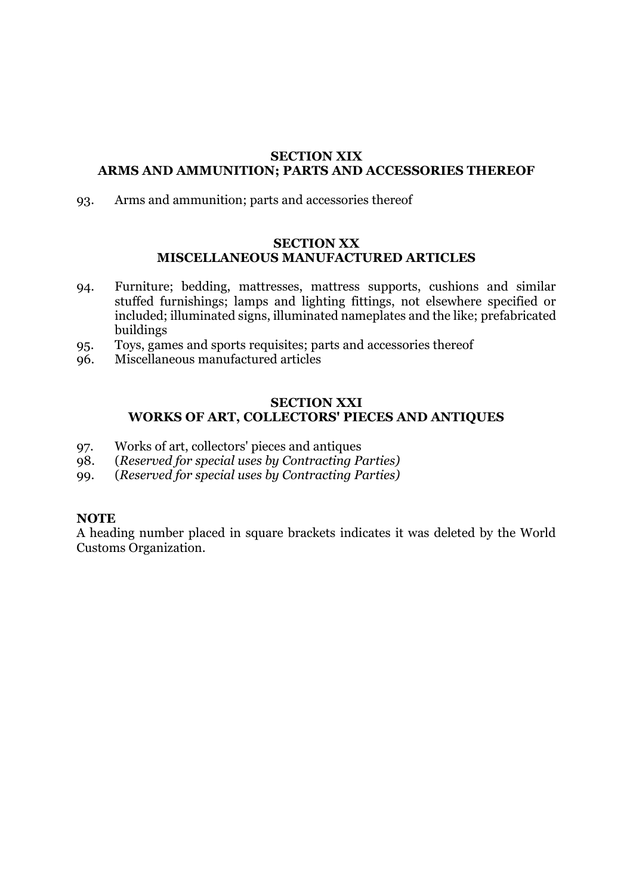## SECTION XIX
## ARMS AND AMMUNITION; PARTS AND ACCESSORIES THEREOF

93. Arms and ammunition; parts and accessories thereof

## SECTION XX
## MISCELLANEOUS MANUFACTURED ARTICLES

94. Furniture; bedding, mattresses, mattress supports, cushions and similar stuffed furnishings; lamps and lighting fittings, not elsewhere specified or included; illuminated signs, illuminated nameplates and the like; prefabricated buildings
95. Toys, games and sports requisites; parts and accessories thereof
96. Miscellaneous manufactured articles

## SECTION XXI
## WORKS OF ART, COLLECTORS' PIECES AND ANTIQUES

97. Works of art, collectors' pieces and antiques
98. (*Reserved for special uses by Contracting Parties)*
99. (*Reserved for special uses by Contracting Parties)*

**NOTE**

A heading number placed in square brackets indicates it was deleted by the World Customs Organization.